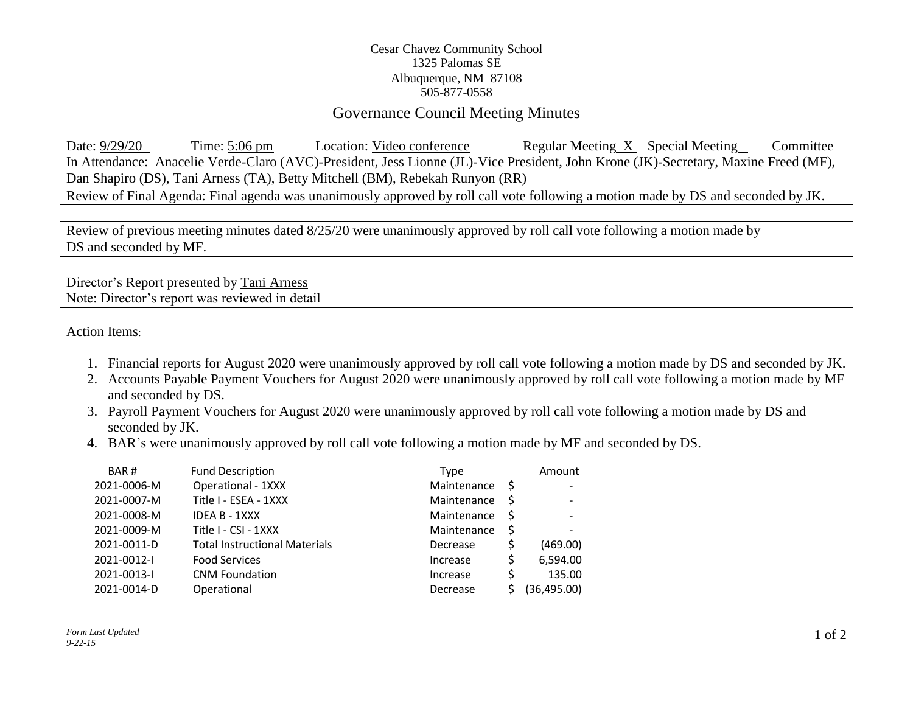Cesar Chavez Community School
1325 Palomas SE
Albuquerque, NM 87108
505-877-0558

## Governance Council Meeting Minutes

Date: 9/29/20 Time: 5:06 pm Location: Video conference Regular Meeting X Special Meeting__ Committee

In Attendance: Anacelie Verde-Claro (AVC)-President, Jess Lionne (JL)-Vice President, John Krone (JK)-Secretary, Maxine Freed (MF), Dan Shapiro (DS), Tani Arness (TA), Betty Mitchell (BM), Rebekah Runyon (RR)

Review of Final Agenda: Final agenda was unanimously approved by roll call vote following a motion made by DS and seconded by JK.

Review of previous meeting minutes dated 8/25/20 were unanimously approved by roll call vote following a motion made by DS and seconded by MF.

Director's Report presented by Tani Arness
Note: Director's report was reviewed in detail

Action Items:

1. Financial reports for August 2020 were unanimously approved by roll call vote following a motion made by DS and seconded by JK.
2. Accounts Payable Payment Vouchers for August 2020 were unanimously approved by roll call vote following a motion made by MF and seconded by DS.
3. Payroll Payment Vouchers for August 2020 were unanimously approved by roll call vote following a motion made by DS and seconded by JK.
4. BAR's were unanimously approved by roll call vote following a motion made by MF and seconded by DS.

| BAR # | Fund Description | Type | Amount |
|---|---|---|---|
| 2021-0006-M | Operational - 1XXX | Maintenance | $ - |
| 2021-0007-M | Title I - ESEA - 1XXX | Maintenance | $ - |
| 2021-0008-M | IDEA B - 1XXX | Maintenance | $ - |
| 2021-0009-M | Title I - CSI - 1XXX | Maintenance | $ - |
| 2021-0011-D | Total Instructional Materials | Decrease | $ (469.00) |
| 2021-0012-I | Food Services | Increase | $ 6,594.00 |
| 2021-0013-I | CNM Foundation | Increase | $ 135.00 |
| 2021-0014-D | Operational | Decrease | $ (36,495.00) |

*Form Last Updated 9-22-15*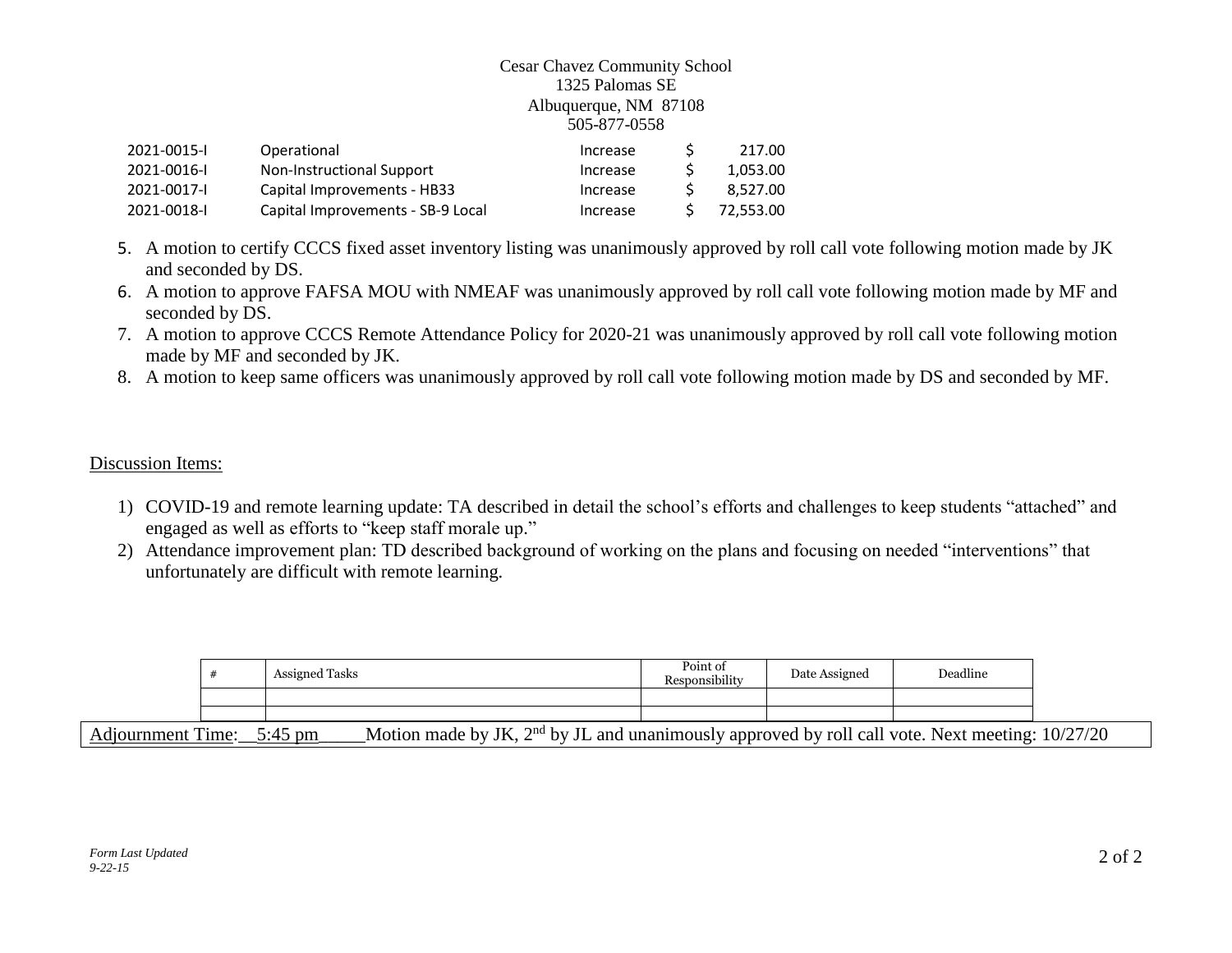Cesar Chavez Community School
1325 Palomas SE
Albuquerque, NM 87108
505-877-0558

| | | | |
|---|---|---|---|
| 2021-0015-I | Operational | Increase | $ 217.00 |
| 2021-0016-I | Non-Instructional Support | Increase | $ 1,053.00 |
| 2021-0017-I | Capital Improvements - HB33 | Increase | $ 8,527.00 |
| 2021-0018-I | Capital Improvements - SB-9 Local | Increase | $ 72,553.00 |

5. A motion to certify CCCS fixed asset inventory listing was unanimously approved by roll call vote following motion made by JK and seconded by DS.
6. A motion to approve FAFSA MOU with NMEAF was unanimously approved by roll call vote following motion made by MF and seconded by DS.
7. A motion to approve CCCS Remote Attendance Policy for 2020-21 was unanimously approved by roll call vote following motion made by MF and seconded by JK.
8. A motion to keep same officers was unanimously approved by roll call vote following motion made by DS and seconded by MF.

Discussion Items:

1) COVID-19 and remote learning update: TA described in detail the school's efforts and challenges to keep students "attached" and engaged as well as efforts to "keep staff morale up."
2) Attendance improvement plan: TD described background of working on the plans and focusing on needed "interventions" that unfortunately are difficult with remote learning.

| # | Assigned Tasks | Point of Responsibility | Date Assigned | Deadline |
|---|---|---|---|---|
| | | | | |
| | | | | |

Adjournment Time:__5:45 pm_____Motion made by JK, 2nd by JL and unanimously approved by roll call vote. Next meeting: 10/27/20

*Form Last Updated 9-22-15*